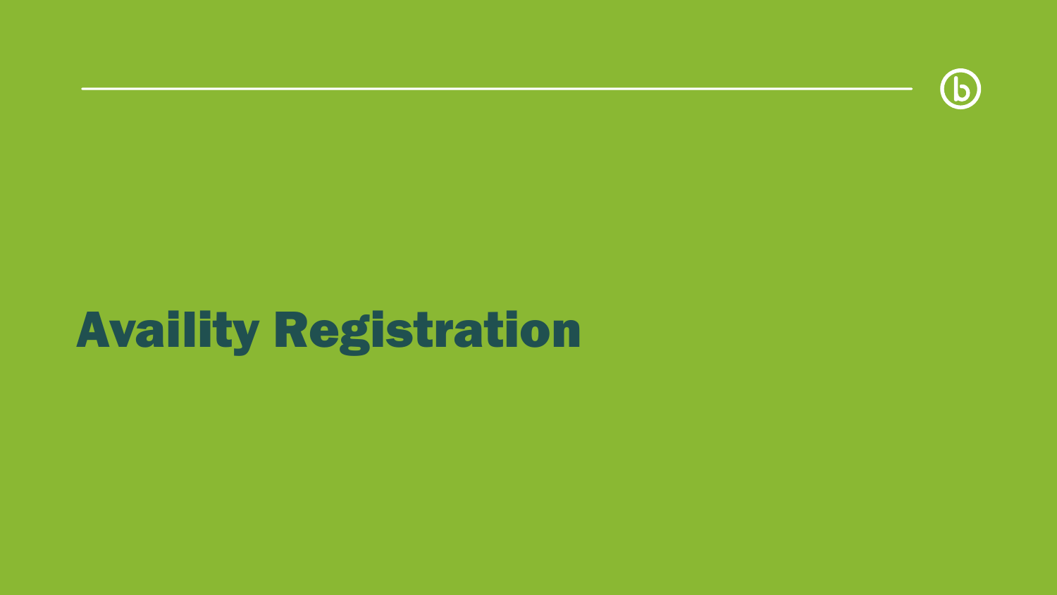# Availity Registration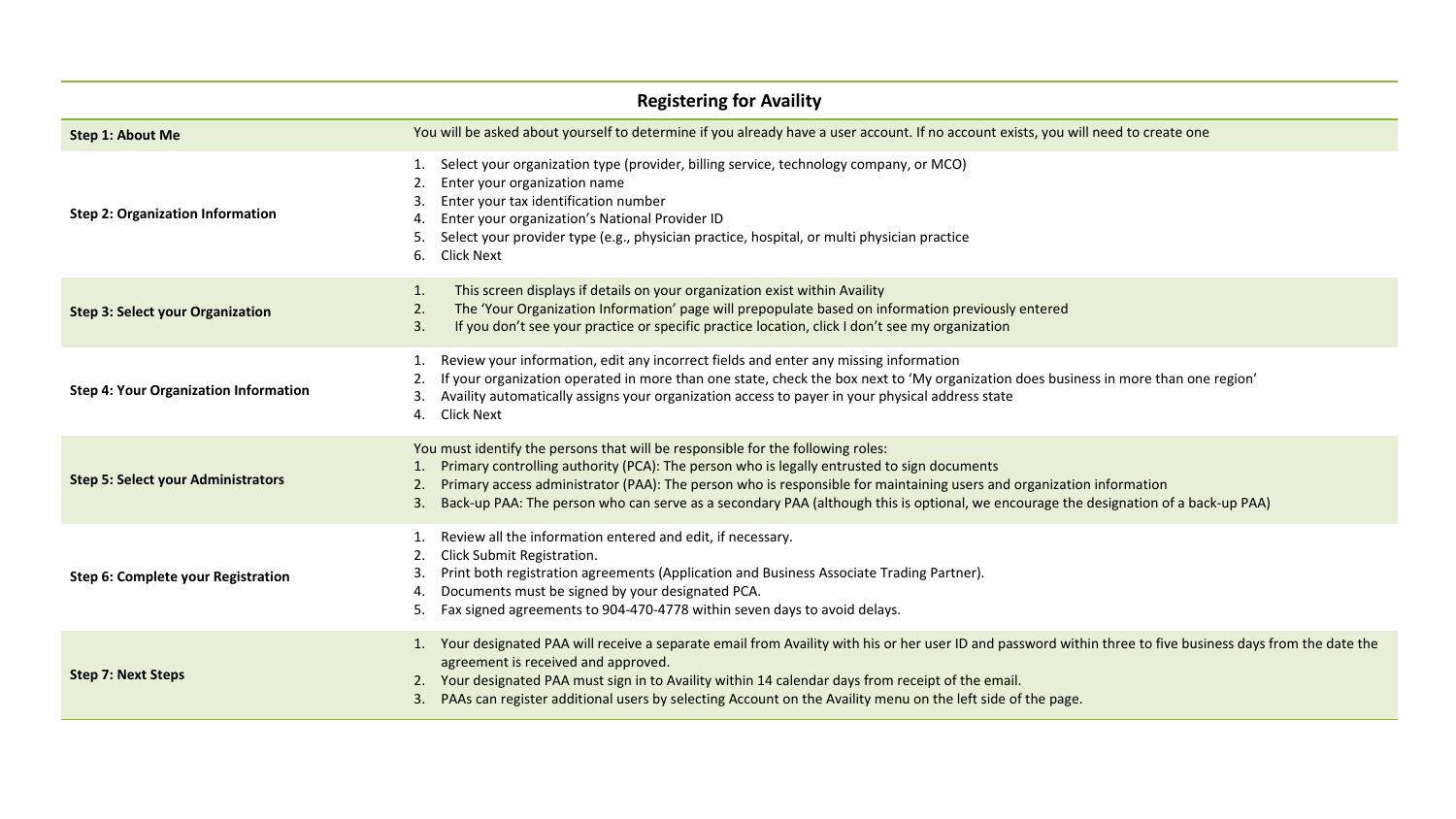## Registering for Availity

| | |
|---|---|
| **Step 1: About Me** | You will be asked about yourself to determine if you already have a user account. If no account exists, you will need to create one |
| **Step 2: Organization Information** | 1. Select your organization type (provider, billing service, technology company, or MCO)<br>2. Enter your organization name<br>3. Enter your tax identification number<br>4. Enter your organization's National Provider ID<br>5. Select your provider type (e.g., physician practice, hospital, or multi physician practice<br>6. Click Next |
| **Step 3: Select your Organization** | 1. This screen displays if details on your organization exist within Availity<br>2. The 'Your Organization Information' page will prepopulate based on information previously entered<br>3. If you don't see your practice or specific practice location, click I don't see my organization |
| **Step 4: Your Organization Information** | 1. Review your information, edit any incorrect fields and enter any missing information<br>2. If your organization operated in more than one state, check the box next to 'My organization does business in more than one region'<br>3. Availity automatically assigns your organization access to payer in your physical address state<br>4. Click Next |
| **Step 5: Select your Administrators** | You must identify the persons that will be responsible for the following roles:<br>1. Primary controlling authority (PCA): The person who is legally entrusted to sign documents<br>2. Primary access administrator (PAA): The person who is responsible for maintaining users and organization information<br>3. Back-up PAA: The person who can serve as a secondary PAA (although this is optional, we encourage the designation of a back-up PAA) |
| **Step 6: Complete your Registration** | 1. Review all the information entered and edit, if necessary.<br>2. Click Submit Registration.<br>3. Print both registration agreements (Application and Business Associate Trading Partner).<br>4. Documents must be signed by your designated PCA.<br>5. Fax signed agreements to 904-470-4778 within seven days to avoid delays. |
| **Step 7: Next Steps** | 1. Your designated PAA will receive a separate email from Availity with his or her user ID and password within three to five business days from the date the agreement is received and approved.<br>2. Your designated PAA must sign in to Availity within 14 calendar days from receipt of the email.<br>3. PAAs can register additional users by selecting Account on the Availity menu on the left side of the page. |